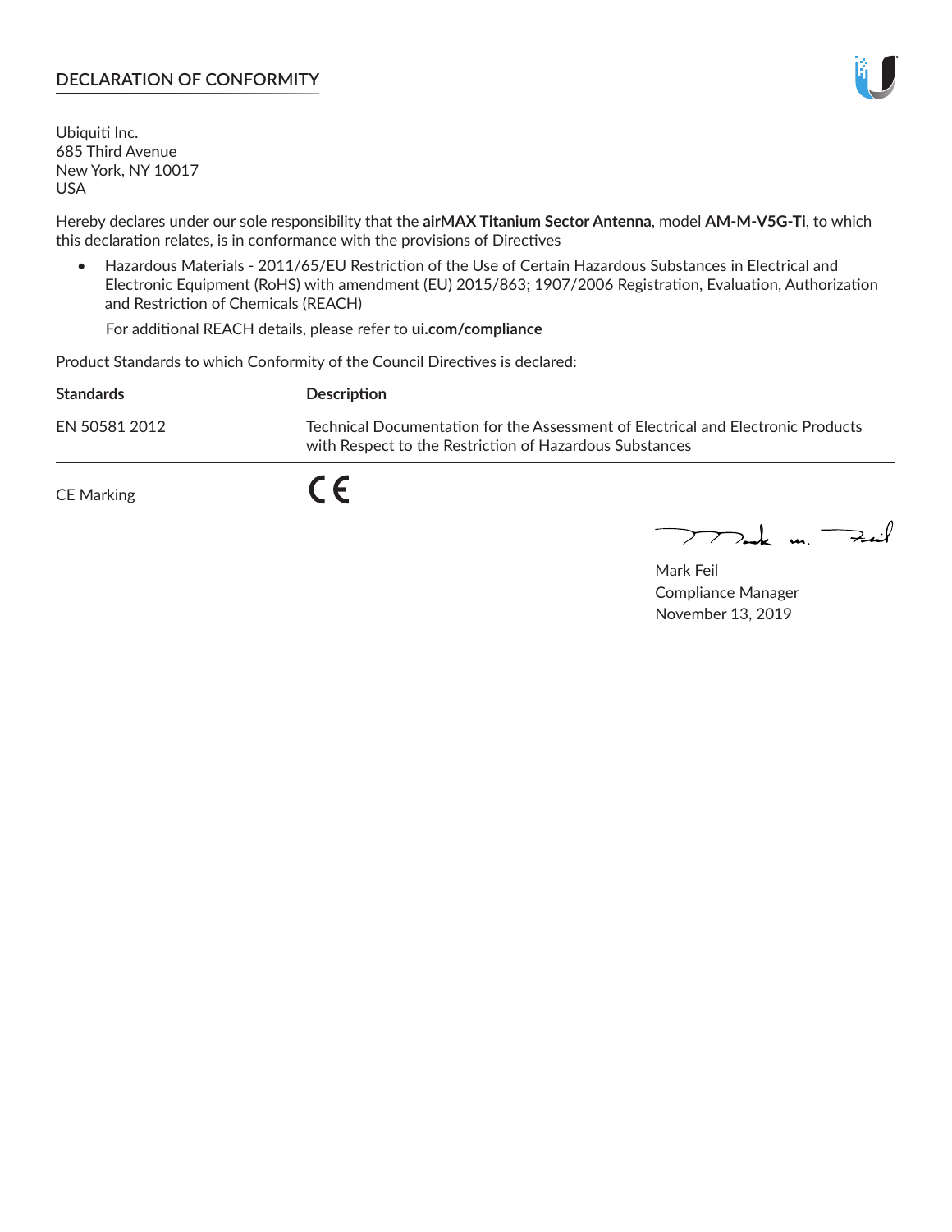## DECLARATION OF CONFORMITY

Ubiquiti Inc.
685 Third Avenue
New York, NY 10017
USA

Hereby declares under our sole responsibility that the **airMAX Titanium Sector Antenna**, model **AM-M-V5G-Ti**, to which this declaration relates, is in conformance with the provisions of Directives

- Hazardous Materials - 2011/65/EU Restriction of the Use of Certain Hazardous Substances in Electrical and Electronic Equipment (RoHS) with amendment (EU) 2015/863; 1907/2006 Registration, Evaluation, Authorization and Restriction of Chemicals (REACH)

  For additional REACH details, please refer to **ui.com/compliance**

Product Standards to which Conformity of the Council Directives is declared:

| Standards | Description |
|---|---|
| EN 50581 2012 | Technical Documentation for the Assessment of Electrical and Electronic Products with Respect to the Restriction of Hazardous Substances |

CE Marking CE

Mark Feil
Compliance Manager
November 13, 2019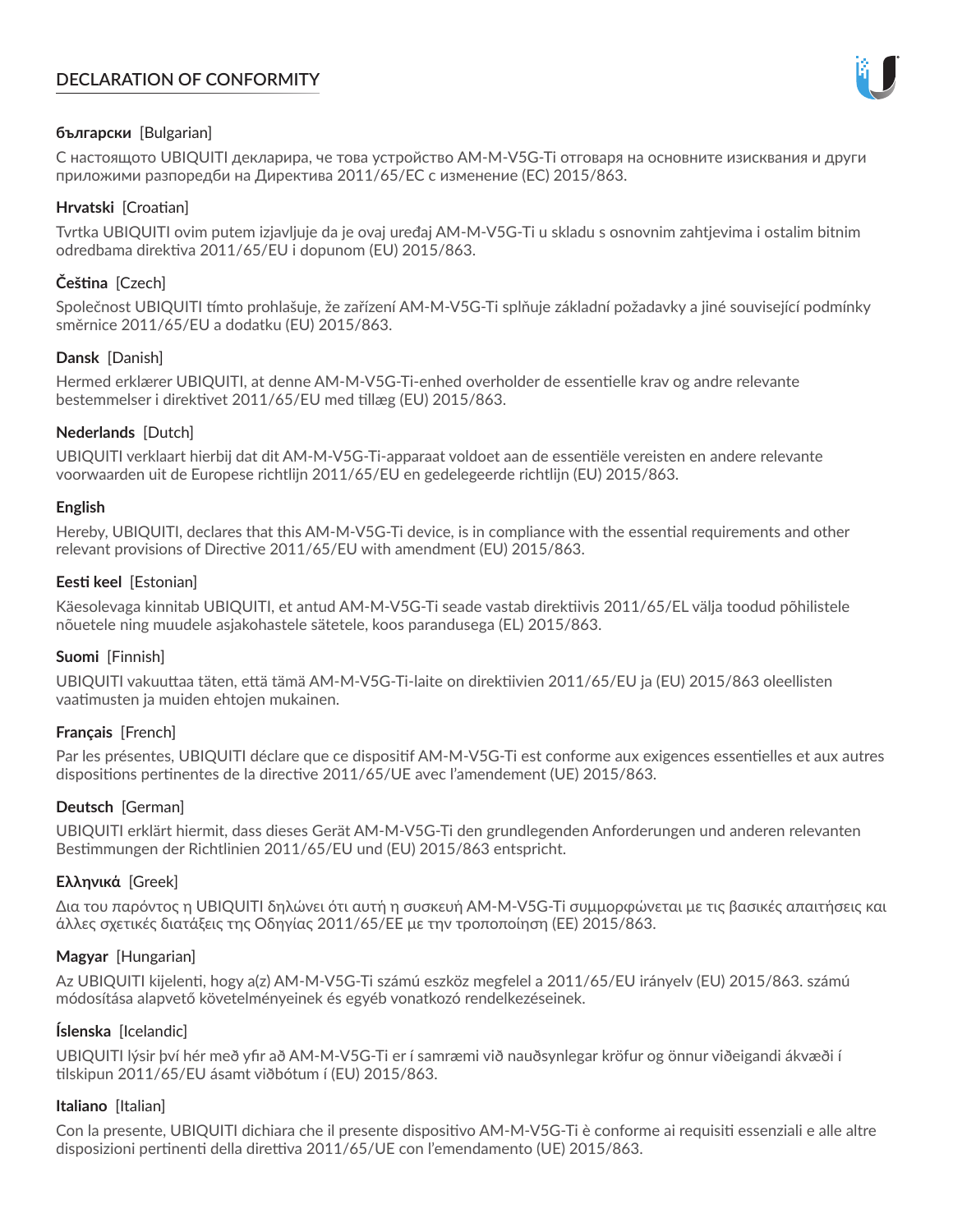## DECLARATION OF CONFORMITY

**български** [Bulgarian]

С настоящото UBIQUITI декларира, че това устройство AM-M-V5G-Ti отговаря на основните изисквания и други приложими разпоредби на Директива 2011/65/ЕС с изменение (ЕС) 2015/863.

**Hrvatski** [Croatian]

Tvrtka UBIQUITI ovim putem izjavljuje da je ovaj uređaj AM-M-V5G-Ti u skladu s osnovnim zahtjevima i ostalim bitnim odredbama direktiva 2011/65/EU i dopunom (EU) 2015/863.

**Čeština** [Czech]

Společnost UBIQUITI tímto prohlašuje, že zařízení AM-M-V5G-Ti splňuje základní požadavky a jiné související podmínky směrnice 2011/65/EU a dodatku (EU) 2015/863.

**Dansk** [Danish]

Hermed erklærer UBIQUITI, at denne AM-M-V5G-Ti-enhed overholder de essentielle krav og andre relevante bestemmelser i direktivet 2011/65/EU med tillæg (EU) 2015/863.

**Nederlands** [Dutch]

UBIQUITI verklaart hierbij dat dit AM-M-V5G-Ti-apparaat voldoet aan de essentiële vereisten en andere relevante voorwaarden uit de Europese richtlijn 2011/65/EU en gedelegeerde richtlijn (EU) 2015/863.

**English**

Hereby, UBIQUITI, declares that this AM-M-V5G-Ti device, is in compliance with the essential requirements and other relevant provisions of Directive 2011/65/EU with amendment (EU) 2015/863.

**Eesti keel** [Estonian]

Käesolevaga kinnitab UBIQUITI, et antud AM-M-V5G-Ti seade vastab direktiivis 2011/65/EL välja toodud põhilistele nõuetele ning muudele asjakohastele sätetele, koos parandusega (EL) 2015/863.

**Suomi** [Finnish]

UBIQUITI vakuuttaa täten, että tämä AM-M-V5G-Ti-laite on direktiivien 2011/65/EU ja (EU) 2015/863 oleellisten vaatimusten ja muiden ehtojen mukainen.

**Français** [French]

Par les présentes, UBIQUITI déclare que ce dispositif AM-M-V5G-Ti est conforme aux exigences essentielles et aux autres dispositions pertinentes de la directive 2011/65/UE avec l'amendement (UE) 2015/863.

**Deutsch** [German]

UBIQUITI erklärt hiermit, dass dieses Gerät AM-M-V5G-Ti den grundlegenden Anforderungen und anderen relevanten Bestimmungen der Richtlinien 2011/65/EU und (EU) 2015/863 entspricht.

**Ελληνικά** [Greek]

Δια του παρόντος η UBIQUITI δηλώνει ότι αυτή η συσκευή AM-M-V5G-Ti συμμορφώνεται με τις βασικές απαιτήσεις και άλλες σχετικές διατάξεις της Οδηγίας 2011/65/ΕΕ με την τροποποίηση (ΕΕ) 2015/863.

**Magyar** [Hungarian]

Az UBIQUITI kijelenti, hogy a(z) AM-M-V5G-Ti számú eszköz megfelel a 2011/65/EU irányelv (EU) 2015/863. számú módosítása alapvető követelményeinek és egyéb vonatkozó rendelkezéseinek.

**Íslenska** [Icelandic]

UBIQUITI lýsir því hér með yfir að AM-M-V5G-Ti er í samræmi við nauðsynlegar kröfur og önnur viðeigandi ákvæði í tilskipun 2011/65/EU ásamt viðbótum í (EU) 2015/863.

**Italiano** [Italian]

Con la presente, UBIQUITI dichiara che il presente dispositivo AM-M-V5G-Ti è conforme ai requisiti essenziali e alle altre disposizioni pertinenti della direttiva 2011/65/UE con l'emendamento (UE) 2015/863.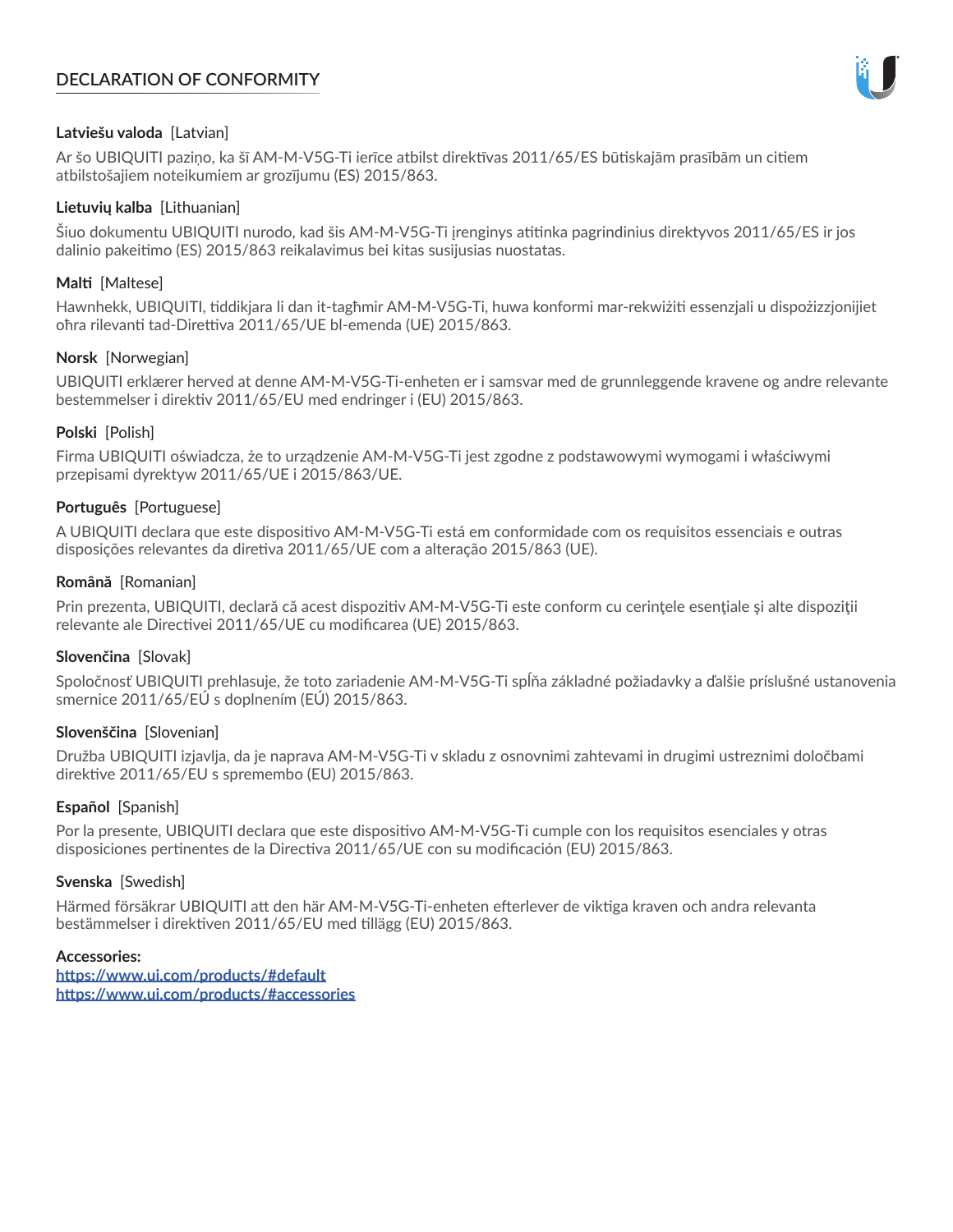## DECLARATION OF CONFORMITY

**Latviešu valoda** [Latvian]

Ar šo UBIQUITI paziņo, ka šī AM-M-V5G-Ti ierīce atbilst direktīvas 2011/65/ES būtiskajām prasībām un citiem atbilstošajiem noteikumiem ar grozījumu (ES) 2015/863.

**Lietuvių kalba** [Lithuanian]

Šiuo dokumentu UBIQUITI nurodo, kad šis AM-M-V5G-Ti įrenginys atitinka pagrindinius direktyvos 2011/65/ES ir jos dalinio pakeitimo (ES) 2015/863 reikalavimus bei kitas susijusias nuostatas.

**Malti** [Maltese]

Hawnhekk, UBIQUITI, tiddikjara li dan it-tagħmir AM-M-V5G-Ti, huwa konformi mar-rekwiżiti essenzjali u dispożizzjonijiet oħra rilevanti tad-Direttiva 2011/65/UE bl-emenda (UE) 2015/863.

**Norsk** [Norwegian]

UBIQUITI erklærer herved at denne AM-M-V5G-Ti-enheten er i samsvar med de grunnleggende kravene og andre relevante bestemmelser i direktiv 2011/65/EU med endringer i (EU) 2015/863.

**Polski** [Polish]

Firma UBIQUITI oświadcza, że to urządzenie AM-M-V5G-Ti jest zgodne z podstawowymi wymogami i właściwymi przepisami dyrektyw 2011/65/UE i 2015/863/UE.

**Português** [Portuguese]

A UBIQUITI declara que este dispositivo AM-M-V5G-Ti está em conformidade com os requisitos essenciais e outras disposições relevantes da diretiva 2011/65/UE com a alteração 2015/863 (UE).

**Română** [Romanian]

Prin prezenta, UBIQUITI, declară că acest dispozitiv AM-M-V5G-Ti este conform cu cerinţele esenţiale şi alte dispoziţii relevante ale Directivei 2011/65/UE cu modificarea (UE) 2015/863.

**Slovenčina** [Slovak]

Spoločnosť UBIQUITI prehlasuje, že toto zariadenie AM-M-V5G-Ti spĺňa základné požiadavky a ďalšie príslušné ustanovenia smernice 2011/65/EÚ s doplnením (EÚ) 2015/863.

**Slovenščina** [Slovenian]

Družba UBIQUITI izjavlja, da je naprava AM-M-V5G-Ti v skladu z osnovnimi zahtevami in drugimi ustreznimi določbami direktive 2011/65/EU s spremembo (EU) 2015/863.

**Español** [Spanish]

Por la presente, UBIQUITI declara que este dispositivo AM-M-V5G-Ti cumple con los requisitos esenciales y otras disposiciones pertinentes de la Directiva 2011/65/UE con su modificación (EU) 2015/863.

**Svenska** [Swedish]

Härmed försäkrar UBIQUITI att den här AM-M-V5G-Ti-enheten efterlever de viktiga kraven och andra relevanta bestämmelser i direktiven 2011/65/EU med tillägg (EU) 2015/863.

**Accessories:**
**https://www.ui.com/products/#default**
**https://www.ui.com/products/#accessories**